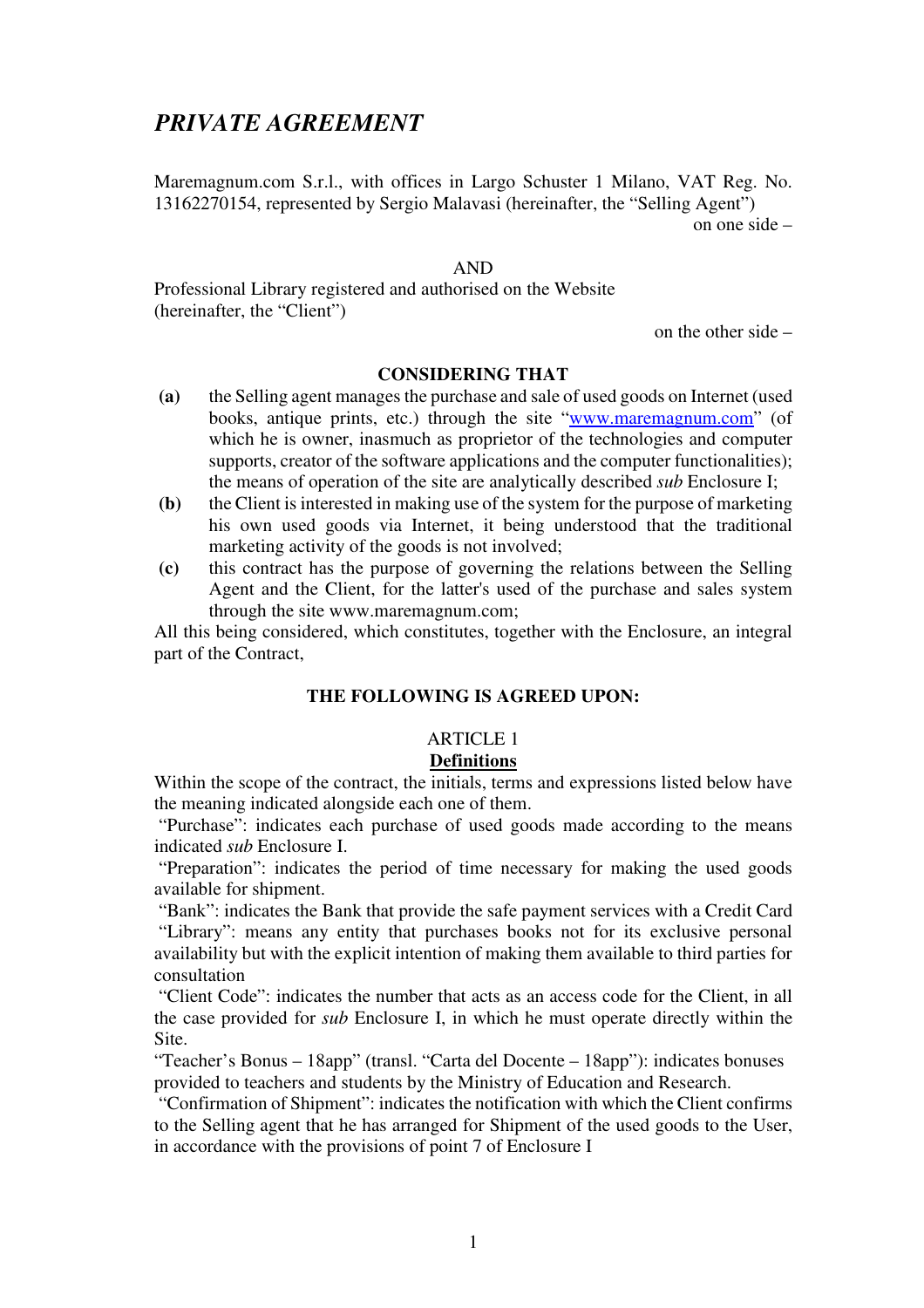# *PRIVATE AGREEMENT*

Maremagnum.com S.r.l., with offices in Largo Schuster 1 Milano, VAT Reg. No. 13162270154, represented by Sergio Malavasi (hereinafter, the "Selling Agent")

on one side –

AND

Professional Library registered and authorised on the Website (hereinafter, the "Client")

on the other side –

**CONSIDERING THAT**

**(a)** the Selling agent manages the purchase and sale of used goods on Internet (used books, antique prints, etc.) through the site "www.maremagnum.com" (of which he is owner, inasmuch as proprietor of the technologies and computer supports, creator of the software applications and the computer functionalities); the means of operation of the site are analytically described *sub* Enclosure I;

**(b)** the Client is interested in making use of the system for the purpose of marketing his own used goods via Internet, it being understood that the traditional marketing activity of the goods is not involved;

**(c)** this contract has the purpose of governing the relations between the Selling Agent and the Client, for the latter's used of the purchase and sales system through the site www.maremagnum.com;

All this being considered, which constitutes, together with the Enclosure, an integral part of the Contract,

**THE FOLLOWING IS AGREED UPON:**

ARTICLE 1

**Definitions**

Within the scope of the contract, the initials, terms and expressions listed below have the meaning indicated alongside each one of them.

"Purchase": indicates each purchase of used goods made according to the means indicated *sub* Enclosure I.

"Preparation": indicates the period of time necessary for making the used goods available for shipment.

"Bank": indicates the Bank that provide the safe payment services with a Credit Card

"Library": means any entity that purchases books not for its exclusive personal availability but with the explicit intention of making them available to third parties for consultation

"Client Code": indicates the number that acts as an access code for the Client, in all the case provided for *sub* Enclosure I, in which he must operate directly within the Site.

"Teacher's Bonus – 18app" (transl. "Carta del Docente – 18app"): indicates bonuses provided to teachers and students by the Ministry of Education and Research.

"Confirmation of Shipment": indicates the notification with which the Client confirms to the Selling agent that he has arranged for Shipment of the used goods to the User, in accordance with the provisions of point 7 of Enclosure I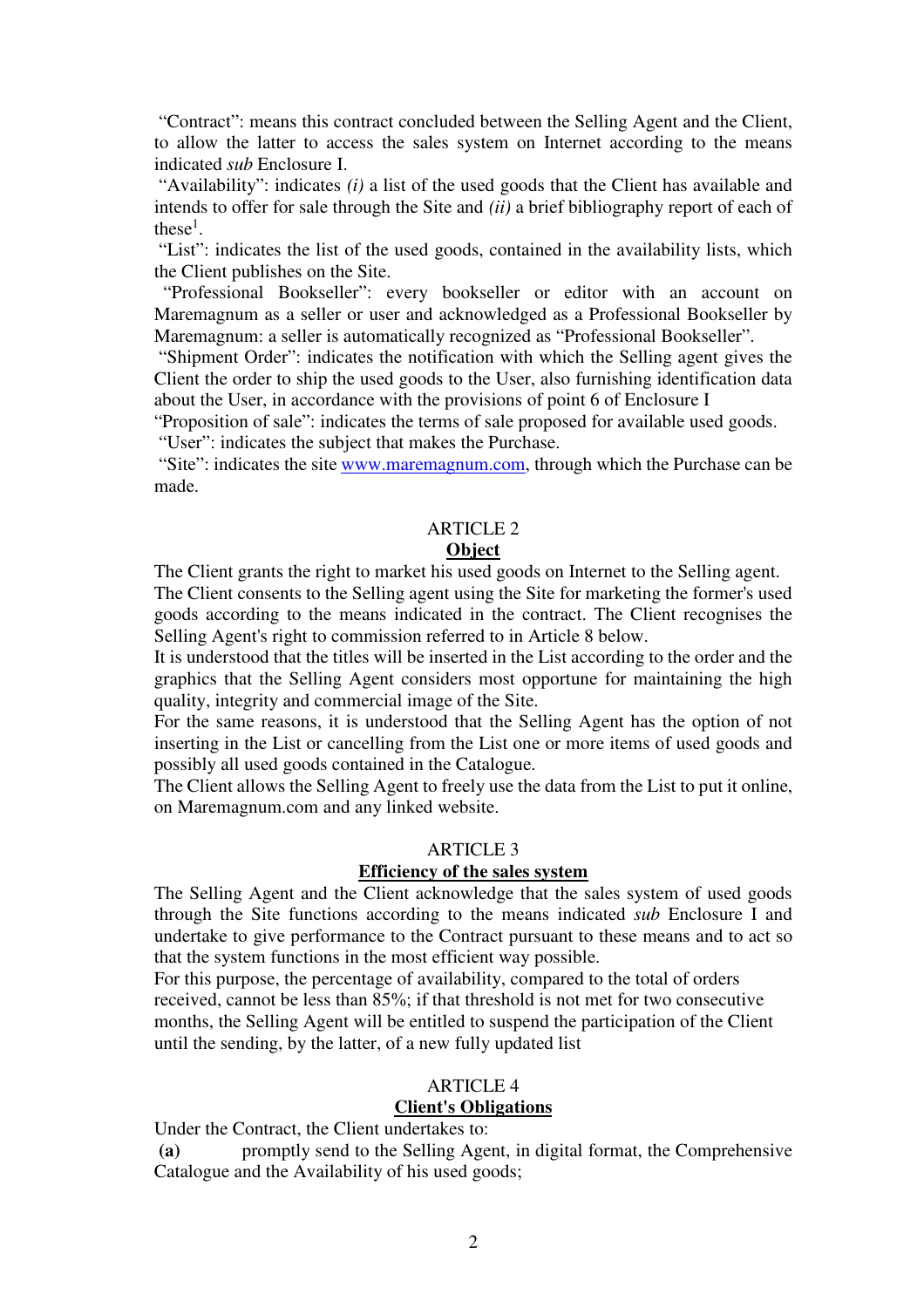"Contract": means this contract concluded between the Selling Agent and the Client, to allow the latter to access the sales system on Internet according to the means indicated *sub* Enclosure I.

"Availability": indicates *(i)* a list of the used goods that the Client has available and intends to offer for sale through the Site and *(ii)* a brief bibliography report of each of these[1].

"List": indicates the list of the used goods, contained in the availability lists, which the Client publishes on the Site.

"Professional Bookseller": every bookseller or editor with an account on Maremagnum as a seller or user and acknowledged as a Professional Bookseller by Maremagnum: a seller is automatically recognized as "Professional Bookseller".

"Shipment Order": indicates the notification with which the Selling agent gives the Client the order to ship the used goods to the User, also furnishing identification data about the User, in accordance with the provisions of point 6 of Enclosure I

"Proposition of sale": indicates the terms of sale proposed for available used goods.

"User": indicates the subject that makes the Purchase.

"Site": indicates the site www.maremagnum.com, through which the Purchase can be made.

## ARTICLE 2

### Object

The Client grants the right to market his used goods on Internet to the Selling agent.

The Client consents to the Selling agent using the Site for marketing the former's used goods according to the means indicated in the contract. The Client recognises the Selling Agent's right to commission referred to in Article 8 below.

It is understood that the titles will be inserted in the List according to the order and the graphics that the Selling Agent considers most opportune for maintaining the high quality, integrity and commercial image of the Site.

For the same reasons, it is understood that the Selling Agent has the option of not inserting in the List or cancelling from the List one or more items of used goods and possibly all used goods contained in the Catalogue.

The Client allows the Selling Agent to freely use the data from the List to put it online, on Maremagnum.com and any linked website.

## ARTICLE 3

### Efficiency of the sales system

The Selling Agent and the Client acknowledge that the sales system of used goods through the Site functions according to the means indicated *sub* Enclosure I and undertake to give performance to the Contract pursuant to these means and to act so that the system functions in the most efficient way possible.

For this purpose, the percentage of availability, compared to the total of orders received, cannot be less than 85%; if that threshold is not met for two consecutive months, the Selling Agent will be entitled to suspend the participation of the Client until the sending, by the latter, of a new fully updated list

## ARTICLE 4

### Client's Obligations

Under the Contract, the Client undertakes to:

**(a)** promptly send to the Selling Agent, in digital format, the Comprehensive Catalogue and the Availability of his used goods;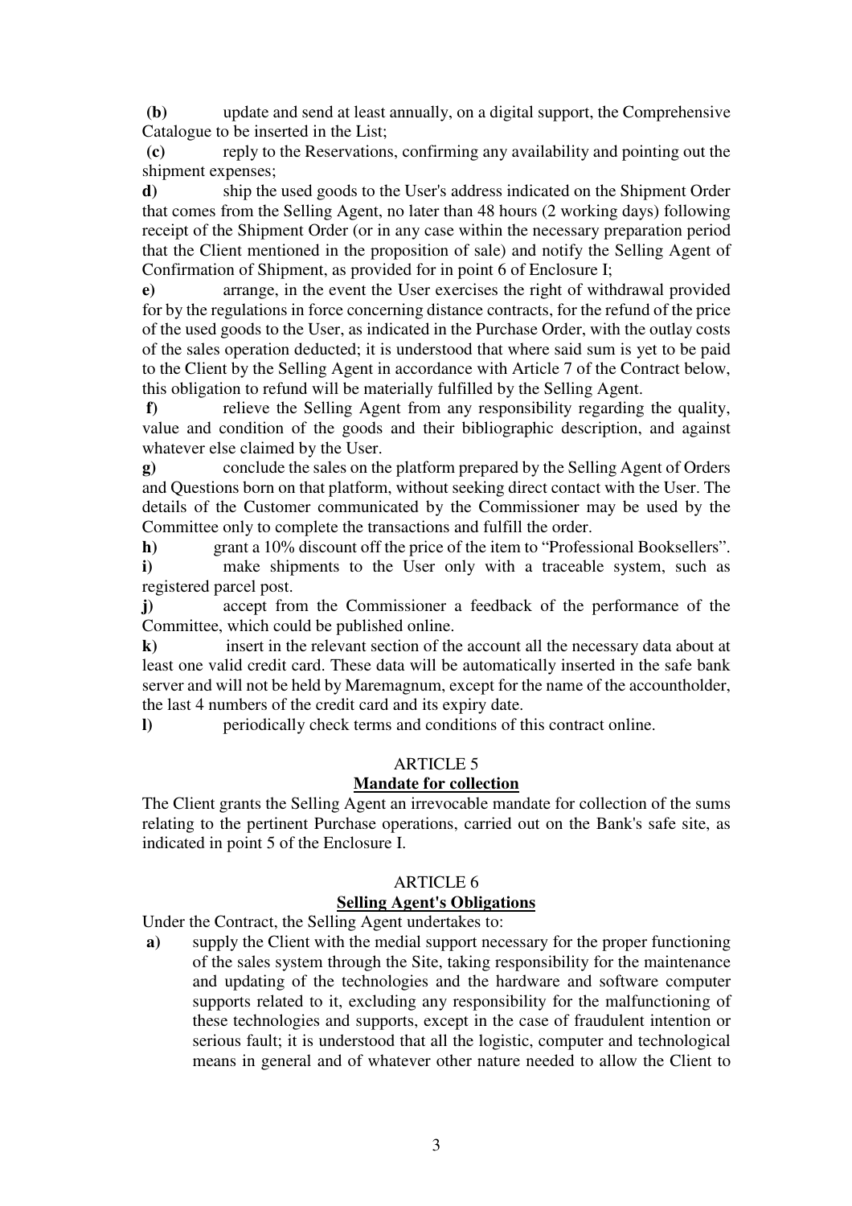**(b)** update and send at least annually, on a digital support, the Comprehensive Catalogue to be inserted in the List;

**(c)** reply to the Reservations, confirming any availability and pointing out the shipment expenses;

**d)** ship the used goods to the User's address indicated on the Shipment Order that comes from the Selling Agent, no later than 48 hours (2 working days) following receipt of the Shipment Order (or in any case within the necessary preparation period that the Client mentioned in the proposition of sale) and notify the Selling Agent of Confirmation of Shipment, as provided for in point 6 of Enclosure I;

**e)** arrange, in the event the User exercises the right of withdrawal provided for by the regulations in force concerning distance contracts, for the refund of the price of the used goods to the User, as indicated in the Purchase Order, with the outlay costs of the sales operation deducted; it is understood that where said sum is yet to be paid to the Client by the Selling Agent in accordance with Article 7 of the Contract below, this obligation to refund will be materially fulfilled by the Selling Agent.

**f)** relieve the Selling Agent from any responsibility regarding the quality, value and condition of the goods and their bibliographic description, and against whatever else claimed by the User.

**g)** conclude the sales on the platform prepared by the Selling Agent of Orders and Questions born on that platform, without seeking direct contact with the User. The details of the Customer communicated by the Commissioner may be used by the Committee only to complete the transactions and fulfill the order.

**h)** grant a 10% discount off the price of the item to "Professional Booksellers".

**i)** make shipments to the User only with a traceable system, such as registered parcel post.

**j)** accept from the Commissioner a feedback of the performance of the Committee, which could be published online.

**k)** insert in the relevant section of the account all the necessary data about at least one valid credit card. These data will be automatically inserted in the safe bank server and will not be held by Maremagnum, except for the name of the accountholder, the last 4 numbers of the credit card and its expiry date.

**l)** periodically check terms and conditions of this contract online.

## ARTICLE 5
## Mandate for collection

The Client grants the Selling Agent an irrevocable mandate for collection of the sums relating to the pertinent Purchase operations, carried out on the Bank's safe site, as indicated in point 5 of the Enclosure I.

## ARTICLE 6
## Selling Agent's Obligations

Under the Contract, the Selling Agent undertakes to:

**a)** supply the Client with the medial support necessary for the proper functioning of the sales system through the Site, taking responsibility for the maintenance and updating of the technologies and the hardware and software computer supports related to it, excluding any responsibility for the malfunctioning of these technologies and supports, except in the case of fraudulent intention or serious fault; it is understood that all the logistic, computer and technological means in general and of whatever other nature needed to allow the Client to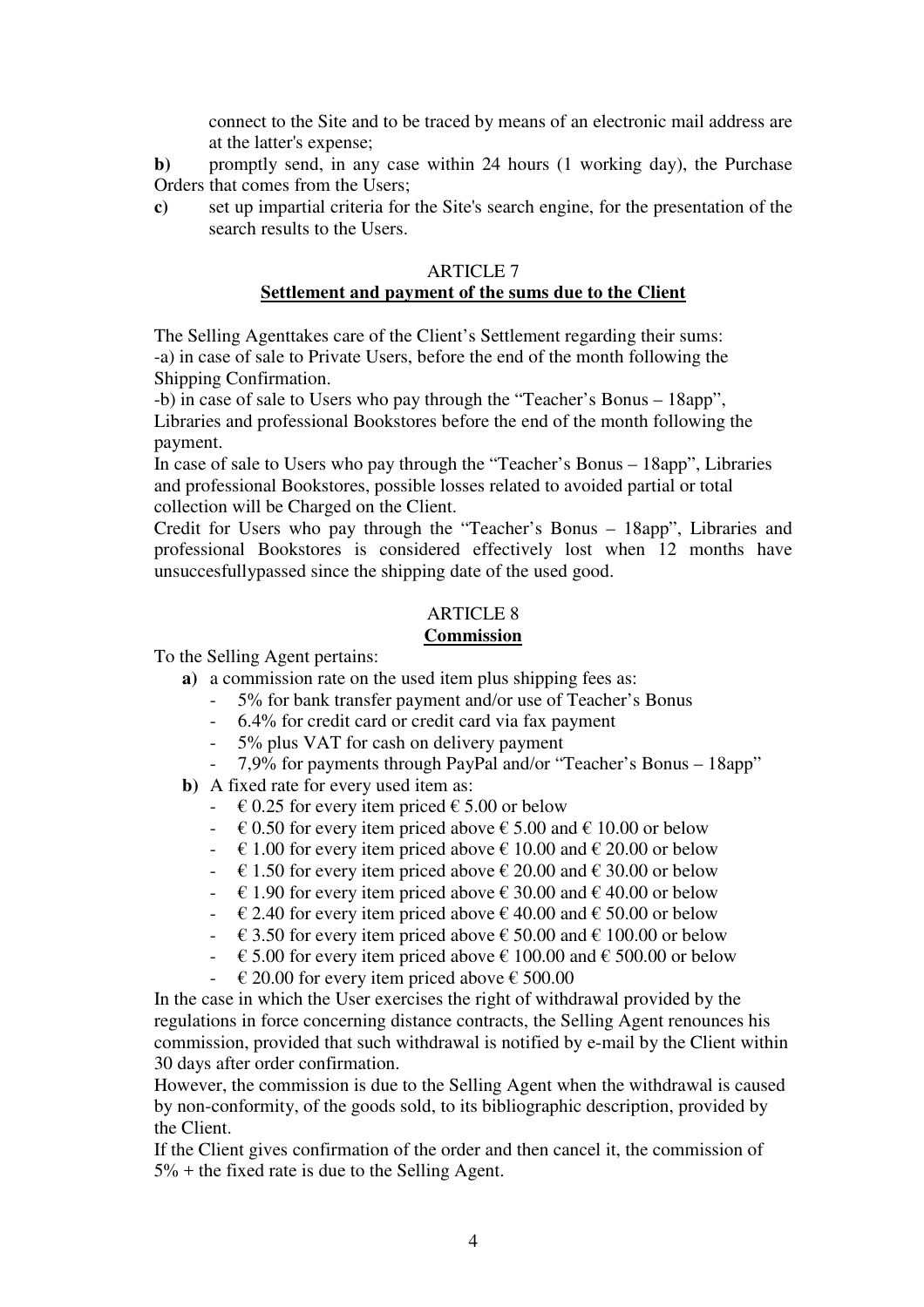connect to the Site and to be traced by means of an electronic mail address are at the latter's expense;

**b)** promptly send, in any case within 24 hours (1 working day), the Purchase Orders that comes from the Users;

**c)** set up impartial criteria for the Site's search engine, for the presentation of the search results to the Users.

ARTICLE 7

**Settlement and payment of the sums due to the Client**

The Selling Agenttakes care of the Client's Settlement regarding their sums:
-a) in case of sale to Private Users, before the end of the month following the Shipping Confirmation.
-b) in case of sale to Users who pay through the "Teacher's Bonus – 18app", Libraries and professional Bookstores before the end of the month following the payment.
In case of sale to Users who pay through the "Teacher's Bonus – 18app", Libraries and professional Bookstores, possible losses related to avoided partial or total collection will be Charged on the Client.
Credit for Users who pay through the "Teacher's Bonus – 18app", Libraries and professional Bookstores is considered effectively lost when 12 months have unsuccesfullypassed since the shipping date of the used good.

ARTICLE 8

**Commission**

To the Selling Agent pertains:

**a)** a commission rate on the used item plus shipping fees as:
- 5% for bank transfer payment and/or use of Teacher's Bonus
- 6.4% for credit card or credit card via fax payment
- 5% plus VAT for cash on delivery payment
- 7,9% for payments through PayPal and/or "Teacher's Bonus – 18app"

**b)** A fixed rate for every used item as:
- € 0.25 for every item priced € 5.00 or below
- € 0.50 for every item priced above € 5.00 and € 10.00 or below
- € 1.00 for every item priced above € 10.00 and € 20.00 or below
- € 1.50 for every item priced above € 20.00 and € 30.00 or below
- € 1.90 for every item priced above € 30.00 and € 40.00 or below
- € 2.40 for every item priced above € 40.00 and € 50.00 or below
- € 3.50 for every item priced above € 50.00 and € 100.00 or below
- € 5.00 for every item priced above € 100.00 and € 500.00 or below
- € 20.00 for every item priced above € 500.00

In the case in which the User exercises the right of withdrawal provided by the regulations in force concerning distance contracts, the Selling Agent renounces his commission, provided that such withdrawal is notified by e-mail by the Client within 30 days after order confirmation.
However, the commission is due to the Selling Agent when the withdrawal is caused by non-conformity, of the goods sold, to its bibliographic description, provided by the Client.
If the Client gives confirmation of the order and then cancel it, the commission of 5% + the fixed rate is due to the Selling Agent.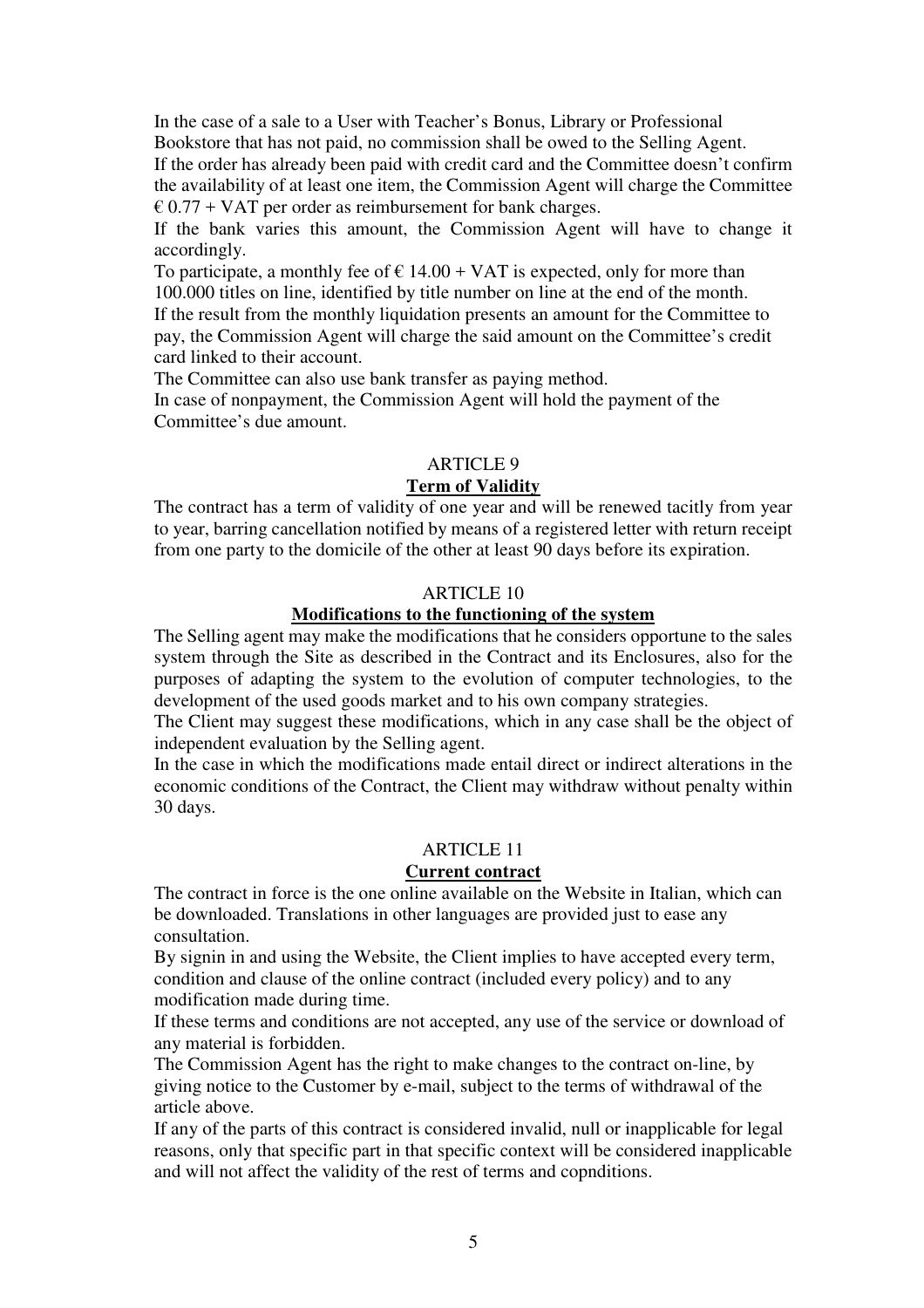In the case of a sale to a User with Teacher's Bonus, Library or Professional Bookstore that has not paid, no commission shall be owed to the Selling Agent.
If the order has already been paid with credit card and the Committee doesn't confirm the availability of at least one item, the Commission Agent will charge the Committee € 0.77 + VAT per order as reimbursement for bank charges.
If the bank varies this amount, the Commission Agent will have to change it accordingly.
To participate, a monthly fee of € 14.00 + VAT is expected, only for more than 100.000 titles on line, identified by title number on line at the end of the month.
If the result from the monthly liquidation presents an amount for the Committee to pay, the Commission Agent will charge the said amount on the Committee's credit card linked to their account.
The Committee can also use bank transfer as paying method.
In case of nonpayment, the Commission Agent will hold the payment of the Committee's due amount.

## ARTICLE 9

### Term of Validity

The contract has a term of validity of one year and will be renewed tacitly from year to year, barring cancellation notified by means of a registered letter with return receipt from one party to the domicile of the other at least 90 days before its expiration.

## ARTICLE 10

### Modifications to the functioning of the system

The Selling agent may make the modifications that he considers opportune to the sales system through the Site as described in the Contract and its Enclosures, also for the purposes of adapting the system to the evolution of computer technologies, to the development of the used goods market and to his own company strategies.
The Client may suggest these modifications, which in any case shall be the object of independent evaluation by the Selling agent.
In the case in which the modifications made entail direct or indirect alterations in the economic conditions of the Contract, the Client may withdraw without penalty within 30 days.

## ARTICLE 11

### Current contract

The contract in force is the one online available on the Website in Italian, which can be downloaded. Translations in other languages are provided just to ease any consultation.
By signin in and using the Website, the Client implies to have accepted every term, condition and clause of the online contract (included every policy) and to any modification made during time.
If these terms and conditions are not accepted, any use of the service or download of any material is forbidden.
The Commission Agent has the right to make changes to the contract on-line, by giving notice to the Customer by e-mail, subject to the terms of withdrawal of the article above.
If any of the parts of this contract is considered invalid, null or inapplicable for legal reasons, only that specific part in that specific context will be considered inapplicable and will not affect the validity of the rest of terms and copnditions.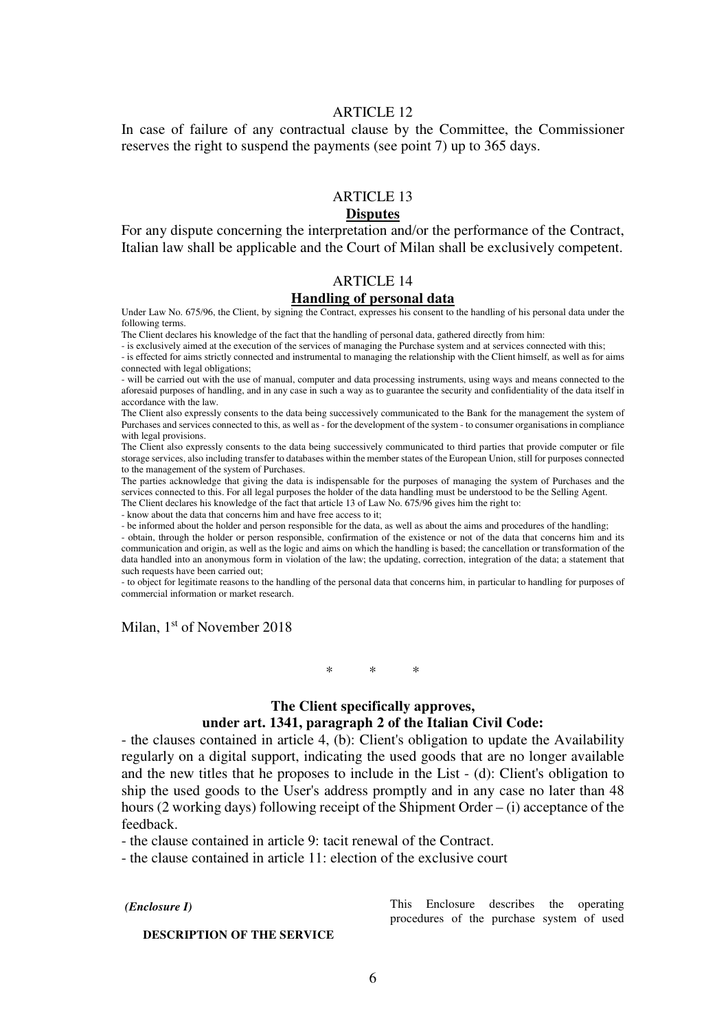### ARTICLE 12

In case of failure of any contractual clause by the Committee, the Commissioner reserves the right to suspend the payments (see point 7) up to 365 days.

### ARTICLE 13

**Disputes**

For any dispute concerning the interpretation and/or the performance of the Contract, Italian law shall be applicable and the Court of Milan shall be exclusively competent.

### ARTICLE 14

**Handling of personal data**

Under Law No. 675/96, the Client, by signing the Contract, expresses his consent to the handling of his personal data under the following terms.

The Client declares his knowledge of the fact that the handling of personal data, gathered directly from him:

- is exclusively aimed at the execution of the services of managing the Purchase system and at services connected with this;
- is effected for aims strictly connected and instrumental to managing the relationship with the Client himself, as well as for aims connected with legal obligations;
- will be carried out with the use of manual, computer and data processing instruments, using ways and means connected to the aforesaid purposes of handling, and in any case in such a way as to guarantee the security and confidentiality of the data itself in accordance with the law.

The Client also expressly consents to the data being successively communicated to the Bank for the management the system of Purchases and services connected to this, as well as - for the development of the system - to consumer organisations in compliance with legal provisions.

The Client also expressly consents to the data being successively communicated to third parties that provide computer or file storage services, also including transfer to databases within the member states of the European Union, still for purposes connected to the management of the system of Purchases.

The parties acknowledge that giving the data is indispensable for the purposes of managing the system of Purchases and the services connected to this. For all legal purposes the holder of the data handling must be understood to be the Selling Agent.

The Client declares his knowledge of the fact that article 13 of Law No. 675/96 gives him the right to:

- know about the data that concerns him and have free access to it;
- be informed about the holder and person responsible for the data, as well as about the aims and procedures of the handling;
- obtain, through the holder or person responsible, confirmation of the existence or not of the data that concerns him and its communication and origin, as well as the logic and aims on which the handling is based; the cancellation or transformation of the data handled into an anonymous form in violation of the law; the updating, correction, integration of the data; a statement that such requests have been carried out;
- to object for legitimate reasons to the handling of the personal data that concerns him, in particular to handling for purposes of commercial information or market research.

Milan, 1st of November 2018

\* \* \*

**The Client specifically approves, under art. 1341, paragraph 2 of the Italian Civil Code:**

- the clauses contained in article 4, (b): Client's obligation to update the Availability regularly on a digital support, indicating the used goods that are no longer available and the new titles that he proposes to include in the List - (d): Client's obligation to ship the used goods to the User's address promptly and in any case no later than 48 hours (2 working days) following receipt of the Shipment Order – (i) acceptance of the feedback.
- the clause contained in article 9: tacit renewal of the Contract.
- the clause contained in article 11: election of the exclusive court

*(Enclosure I)*

**DESCRIPTION OF THE SERVICE**

This Enclosure describes the operating procedures of the purchase system of used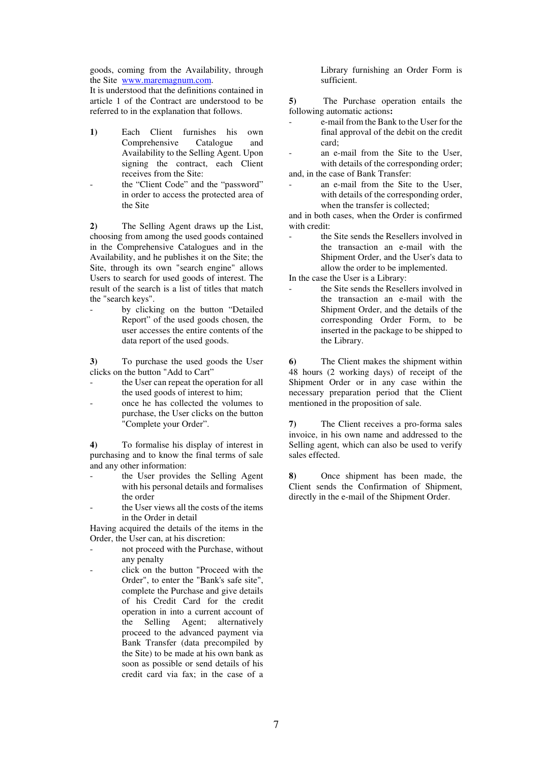goods, coming from the Availability, through the Site [www.maremagnum.com](http://www.maremagnum.com).

It is understood that the definitions contained in article 1 of the Contract are understood to be referred to in the explanation that follows.

**1)** Each Client furnishes his own Comprehensive Catalogue and Availability to the Selling Agent. Upon signing the contract, each Client receives from the Site:

- the "Client Code" and the "password" in order to access the protected area of the Site

**2)** The Selling Agent draws up the List, choosing from among the used goods contained in the Comprehensive Catalogues and in the Availability, and he publishes it on the Site; the Site, through its own "search engine" allows Users to search for used goods of interest. The result of the search is a list of titles that match the "search keys".

- by clicking on the button "Detailed Report" of the used goods chosen, the user accesses the entire contents of the data report of the used goods.

**3)** To purchase the used goods the User clicks on the button "Add to Cart"

- the User can repeat the operation for all the used goods of interest to him;
- once he has collected the volumes to purchase, the User clicks on the button "Complete your Order".

**4)** To formalise his display of interest in purchasing and to know the final terms of sale and any other information:

- the User provides the Selling Agent with his personal details and formalises the order
- the User views all the costs of the items in the Order in detail

Having acquired the details of the items in the Order, the User can, at his discretion:

- not proceed with the Purchase, without any penalty
- click on the button "Proceed with the Order", to enter the "Bank's safe site", complete the Purchase and give details of his Credit Card for the credit operation in into a current account of the Selling Agent; alternatively proceed to the advanced payment via Bank Transfer (data precompiled by the Site) to be made at his own bank as soon as possible or send details of his credit card via fax; in the case of a Library furnishing an Order Form is sufficient.

**5)** The Purchase operation entails the following automatic actions**:**

- e-mail from the Bank to the User for the final approval of the debit on the credit card;
- an e-mail from the Site to the User, with details of the corresponding order;

and, in the case of Bank Transfer:

- an e-mail from the Site to the User, with details of the corresponding order, when the transfer is collected;

and in both cases, when the Order is confirmed with credit:

- the Site sends the Resellers involved in the transaction an e-mail with the Shipment Order, and the User's data to allow the order to be implemented.

In the case the User is a Library:

- the Site sends the Resellers involved in the transaction an e-mail with the Shipment Order, and the details of the corresponding Order Form, to be inserted in the package to be shipped to the Library.

**6)** The Client makes the shipment within 48 hours (2 working days) of receipt of the Shipment Order or in any case within the necessary preparation period that the Client mentioned in the proposition of sale.

**7)** The Client receives a pro-forma sales invoice, in his own name and addressed to the Selling agent, which can also be used to verify sales effected.

**8)** Once shipment has been made, the Client sends the Confirmation of Shipment, directly in the e-mail of the Shipment Order.